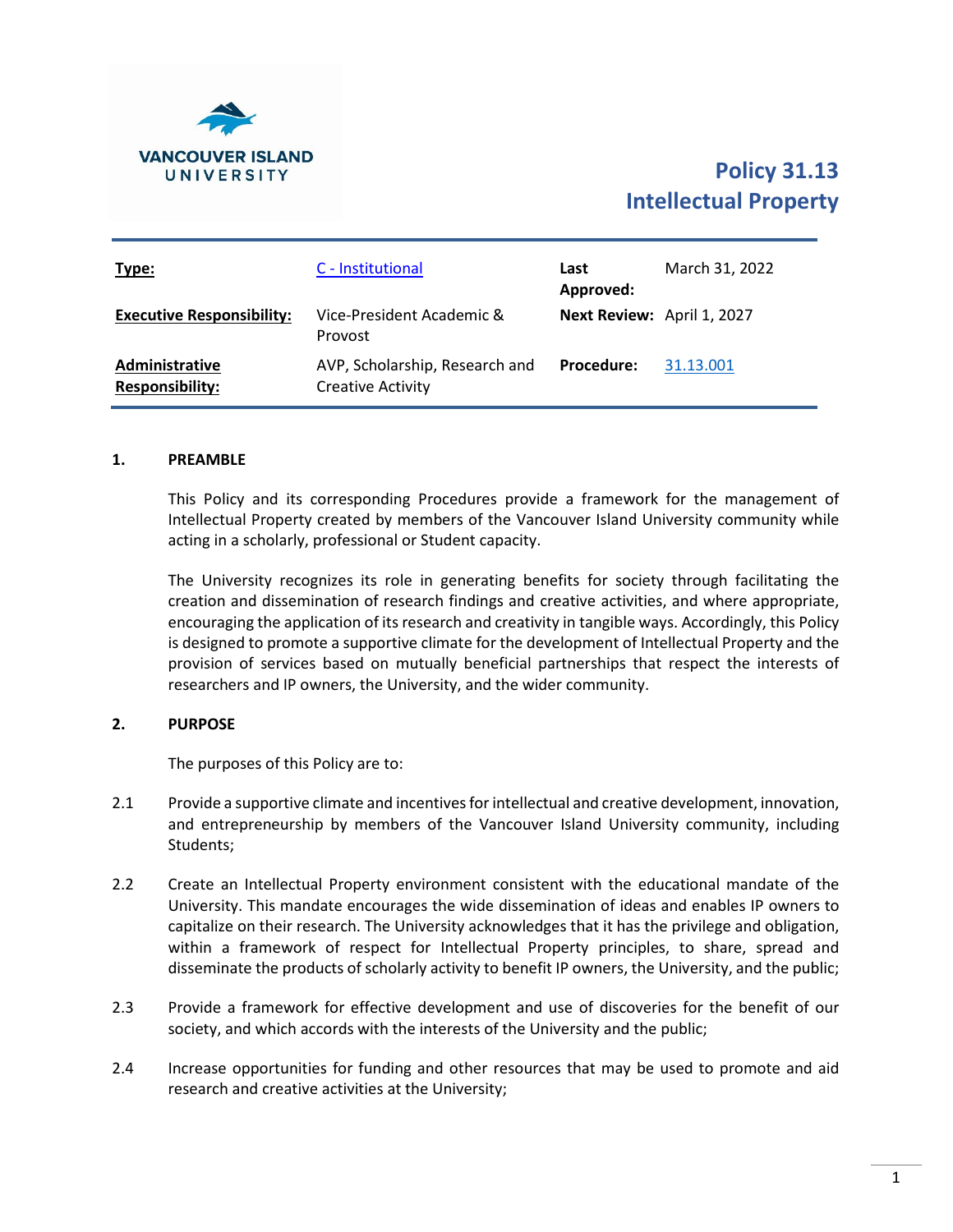VANCOUVER ISLAND UNIVERSITY

# Policy 31.13
# Intellectual Property

| **Type:** | C - Institutional | **Last Approved:** | March 31, 2022 |
|---|---|---|---|
| **Executive Responsibility:** | Vice-President Academic & Provost | **Next Review:** | April 1, 2027 |
| **Administrative Responsibility:** | AVP, Scholarship, Research and Creative Activity | **Procedure:** | 31.13.001 |

## 1. PREAMBLE

This Policy and its corresponding Procedures provide a framework for the management of Intellectual Property created by members of the Vancouver Island University community while acting in a scholarly, professional or Student capacity.

The University recognizes its role in generating benefits for society through facilitating the creation and dissemination of research findings and creative activities, and where appropriate, encouraging the application of its research and creativity in tangible ways. Accordingly, this Policy is designed to promote a supportive climate for the development of Intellectual Property and the provision of services based on mutually beneficial partnerships that respect the interests of researchers and IP owners, the University, and the wider community.

## 2. PURPOSE

The purposes of this Policy are to:

2.1 Provide a supportive climate and incentives for intellectual and creative development, innovation, and entrepreneurship by members of the Vancouver Island University community, including Students;

2.2 Create an Intellectual Property environment consistent with the educational mandate of the University. This mandate encourages the wide dissemination of ideas and enables IP owners to capitalize on their research. The University acknowledges that it has the privilege and obligation, within a framework of respect for Intellectual Property principles, to share, spread and disseminate the products of scholarly activity to benefit IP owners, the University, and the public;

2.3 Provide a framework for effective development and use of discoveries for the benefit of our society, and which accords with the interests of the University and the public;

2.4 Increase opportunities for funding and other resources that may be used to promote and aid research and creative activities at the University;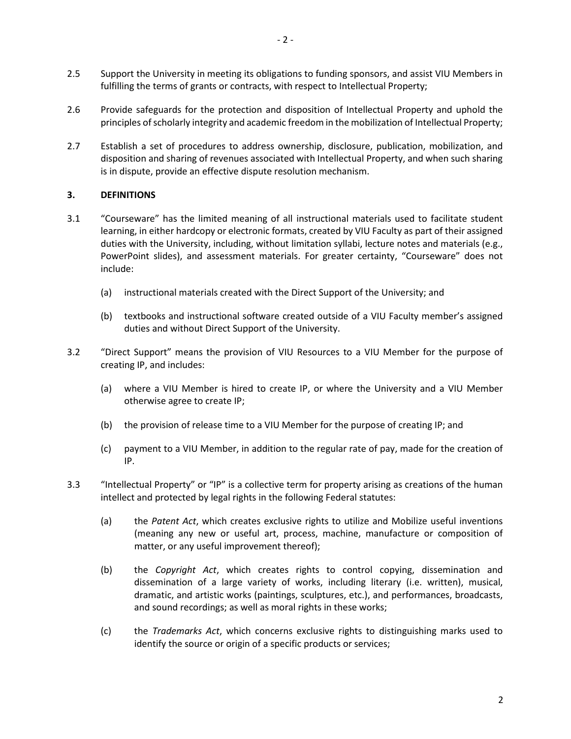2.5 Support the University in meeting its obligations to funding sponsors, and assist VIU Members in fulfilling the terms of grants or contracts, with respect to Intellectual Property;

2.6 Provide safeguards for the protection and disposition of Intellectual Property and uphold the principles of scholarly integrity and academic freedom in the mobilization of Intellectual Property;

2.7 Establish a set of procedures to address ownership, disclosure, publication, mobilization, and disposition and sharing of revenues associated with Intellectual Property, and when such sharing is in dispute, provide an effective dispute resolution mechanism.

## 3. DEFINITIONS

3.1 "Courseware" has the limited meaning of all instructional materials used to facilitate student learning, in either hardcopy or electronic formats, created by VIU Faculty as part of their assigned duties with the University, including, without limitation syllabi, lecture notes and materials (e.g., PowerPoint slides), and assessment materials. For greater certainty, "Courseware" does not include:

   (a) instructional materials created with the Direct Support of the University; and

   (b) textbooks and instructional software created outside of a VIU Faculty member's assigned duties and without Direct Support of the University.

3.2 "Direct Support" means the provision of VIU Resources to a VIU Member for the purpose of creating IP, and includes:

   (a) where a VIU Member is hired to create IP, or where the University and a VIU Member otherwise agree to create IP;

   (b) the provision of release time to a VIU Member for the purpose of creating IP; and

   (c) payment to a VIU Member, in addition to the regular rate of pay, made for the creation of IP.

3.3 "Intellectual Property" or "IP" is a collective term for property arising as creations of the human intellect and protected by legal rights in the following Federal statutes:

   (a) the *Patent Act*, which creates exclusive rights to utilize and Mobilize useful inventions (meaning any new or useful art, process, machine, manufacture or composition of matter, or any useful improvement thereof);

   (b) the *Copyright Act*, which creates rights to control copying, dissemination and dissemination of a large variety of works, including literary (i.e. written), musical, dramatic, and artistic works (paintings, sculptures, etc.), and performances, broadcasts, and sound recordings; as well as moral rights in these works;

   (c) the *Trademarks Act*, which concerns exclusive rights to distinguishing marks used to identify the source or origin of a specific products or services;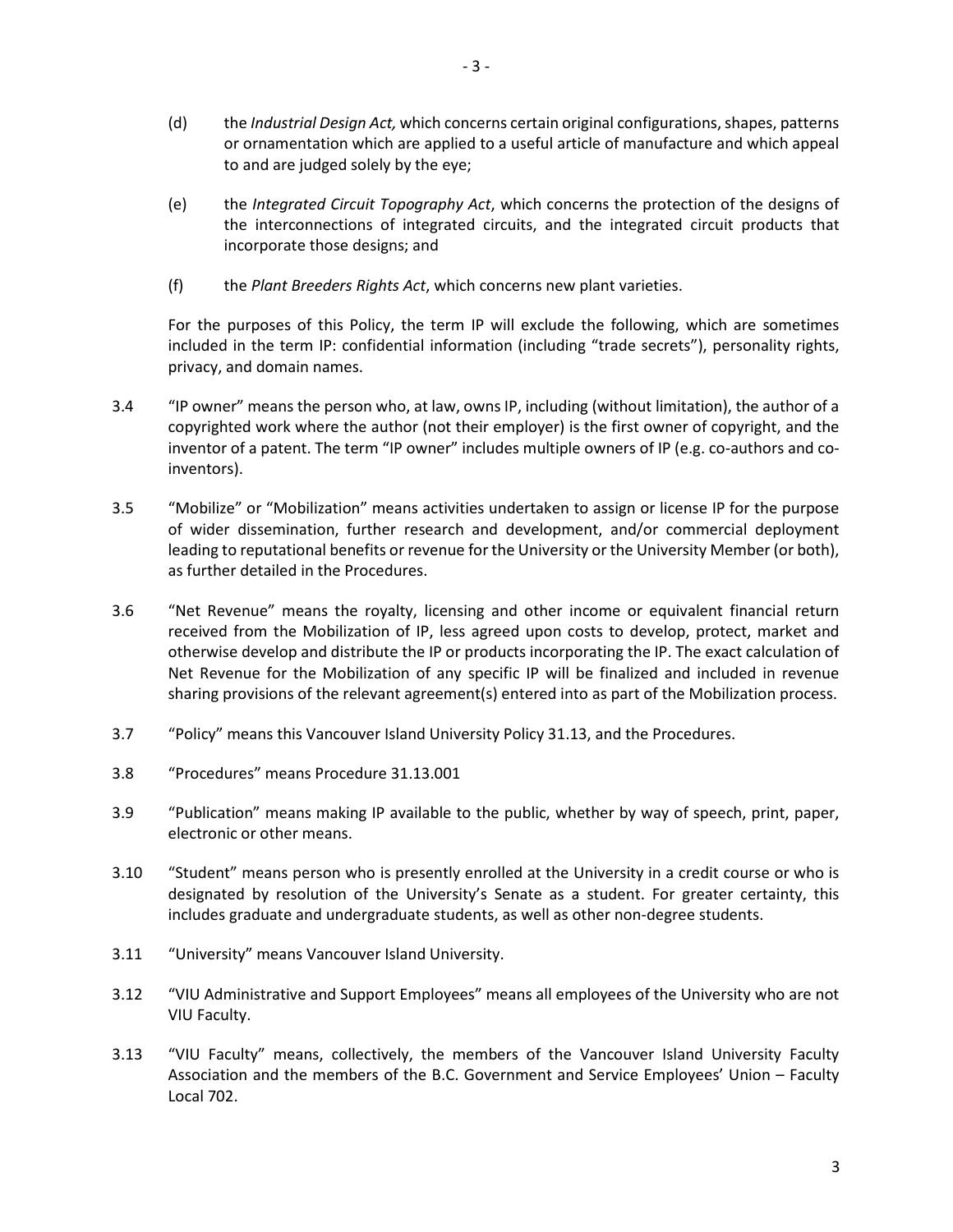(d) the *Industrial Design Act,* which concerns certain original configurations, shapes, patterns or ornamentation which are applied to a useful article of manufacture and which appeal to and are judged solely by the eye;

(e) the *Integrated Circuit Topography Act*, which concerns the protection of the designs of the interconnections of integrated circuits, and the integrated circuit products that incorporate those designs; and

(f) the *Plant Breeders Rights Act*, which concerns new plant varieties.

For the purposes of this Policy, the term IP will exclude the following, which are sometimes included in the term IP: confidential information (including "trade secrets"), personality rights, privacy, and domain names.

3.4 "IP owner" means the person who, at law, owns IP, including (without limitation), the author of a copyrighted work where the author (not their employer) is the first owner of copyright, and the inventor of a patent. The term "IP owner" includes multiple owners of IP (e.g. co-authors and co-inventors).

3.5 "Mobilize" or "Mobilization" means activities undertaken to assign or license IP for the purpose of wider dissemination, further research and development, and/or commercial deployment leading to reputational benefits or revenue for the University or the University Member (or both), as further detailed in the Procedures.

3.6 "Net Revenue" means the royalty, licensing and other income or equivalent financial return received from the Mobilization of IP, less agreed upon costs to develop, protect, market and otherwise develop and distribute the IP or products incorporating the IP. The exact calculation of Net Revenue for the Mobilization of any specific IP will be finalized and included in revenue sharing provisions of the relevant agreement(s) entered into as part of the Mobilization process.

3.7 "Policy" means this Vancouver Island University Policy 31.13, and the Procedures.

3.8 "Procedures" means Procedure 31.13.001

3.9 "Publication" means making IP available to the public, whether by way of speech, print, paper, electronic or other means.

3.10 "Student" means person who is presently enrolled at the University in a credit course or who is designated by resolution of the University's Senate as a student. For greater certainty, this includes graduate and undergraduate students, as well as other non-degree students.

3.11 "University" means Vancouver Island University.

3.12 "VIU Administrative and Support Employees" means all employees of the University who are not VIU Faculty.

3.13 "VIU Faculty" means, collectively, the members of the Vancouver Island University Faculty Association and the members of the B.C. Government and Service Employees' Union – Faculty Local 702.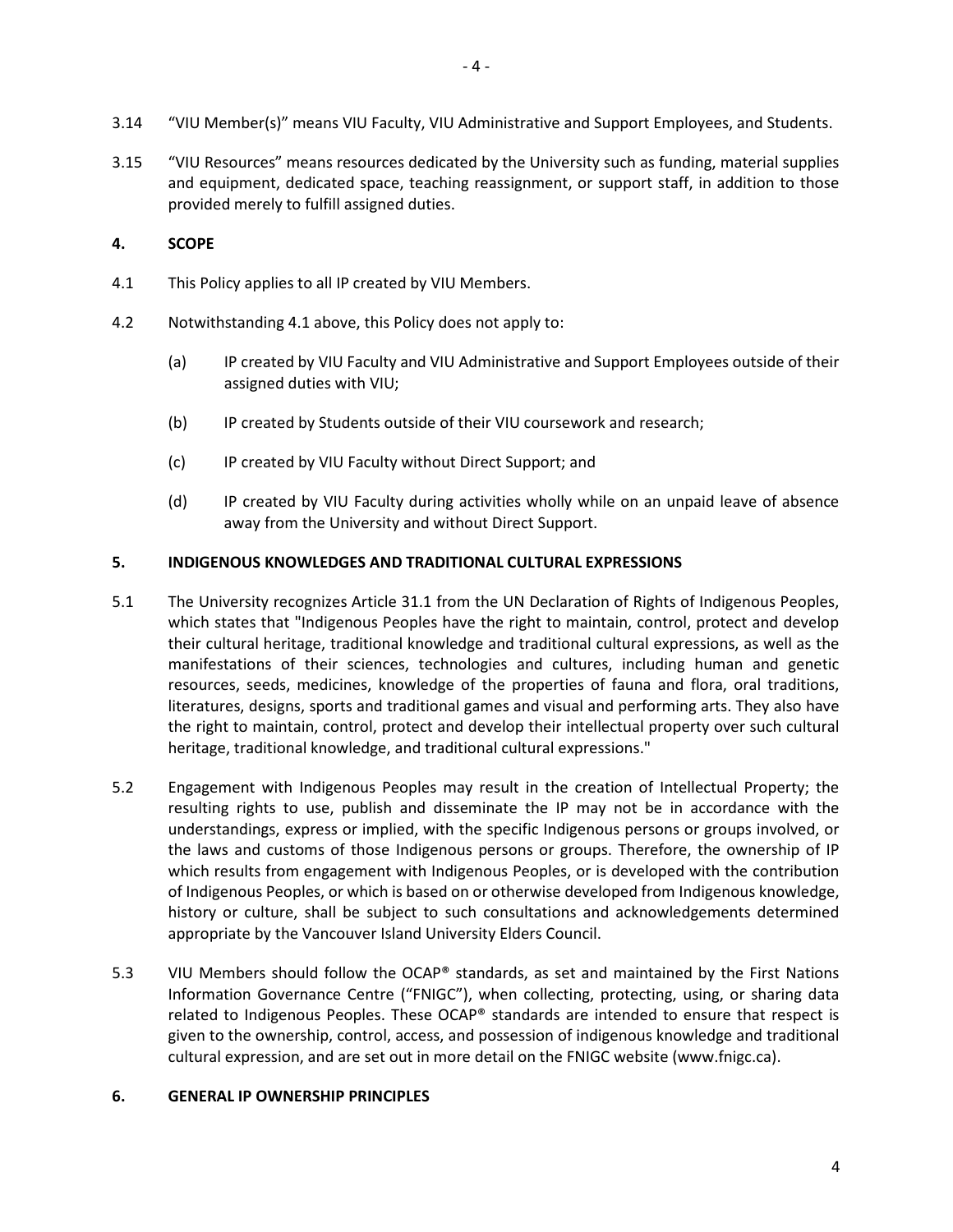3.14 "VIU Member(s)" means VIU Faculty, VIU Administrative and Support Employees, and Students.

3.15 "VIU Resources" means resources dedicated by the University such as funding, material supplies and equipment, dedicated space, teaching reassignment, or support staff, in addition to those provided merely to fulfill assigned duties.

## 4. SCOPE

4.1 This Policy applies to all IP created by VIU Members.

4.2 Notwithstanding 4.1 above, this Policy does not apply to:

(a) IP created by VIU Faculty and VIU Administrative and Support Employees outside of their assigned duties with VIU;

(b) IP created by Students outside of their VIU coursework and research;

(c) IP created by VIU Faculty without Direct Support; and

(d) IP created by VIU Faculty during activities wholly while on an unpaid leave of absence away from the University and without Direct Support.

## 5. INDIGENOUS KNOWLEDGES AND TRADITIONAL CULTURAL EXPRESSIONS

5.1 The University recognizes Article 31.1 from the UN Declaration of Rights of Indigenous Peoples, which states that "Indigenous Peoples have the right to maintain, control, protect and develop their cultural heritage, traditional knowledge and traditional cultural expressions, as well as the manifestations of their sciences, technologies and cultures, including human and genetic resources, seeds, medicines, knowledge of the properties of fauna and flora, oral traditions, literatures, designs, sports and traditional games and visual and performing arts. They also have the right to maintain, control, protect and develop their intellectual property over such cultural heritage, traditional knowledge, and traditional cultural expressions."

5.2 Engagement with Indigenous Peoples may result in the creation of Intellectual Property; the resulting rights to use, publish and disseminate the IP may not be in accordance with the understandings, express or implied, with the specific Indigenous persons or groups involved, or the laws and customs of those Indigenous persons or groups. Therefore, the ownership of IP which results from engagement with Indigenous Peoples, or is developed with the contribution of Indigenous Peoples, or which is based on or otherwise developed from Indigenous knowledge, history or culture, shall be subject to such consultations and acknowledgements determined appropriate by the Vancouver Island University Elders Council.

5.3 VIU Members should follow the OCAP® standards, as set and maintained by the First Nations Information Governance Centre ("FNIGC"), when collecting, protecting, using, or sharing data related to Indigenous Peoples. These OCAP® standards are intended to ensure that respect is given to the ownership, control, access, and possession of indigenous knowledge and traditional cultural expression, and are set out in more detail on the FNIGC website (www.fnigc.ca).

## 6. GENERAL IP OWNERSHIP PRINCIPLES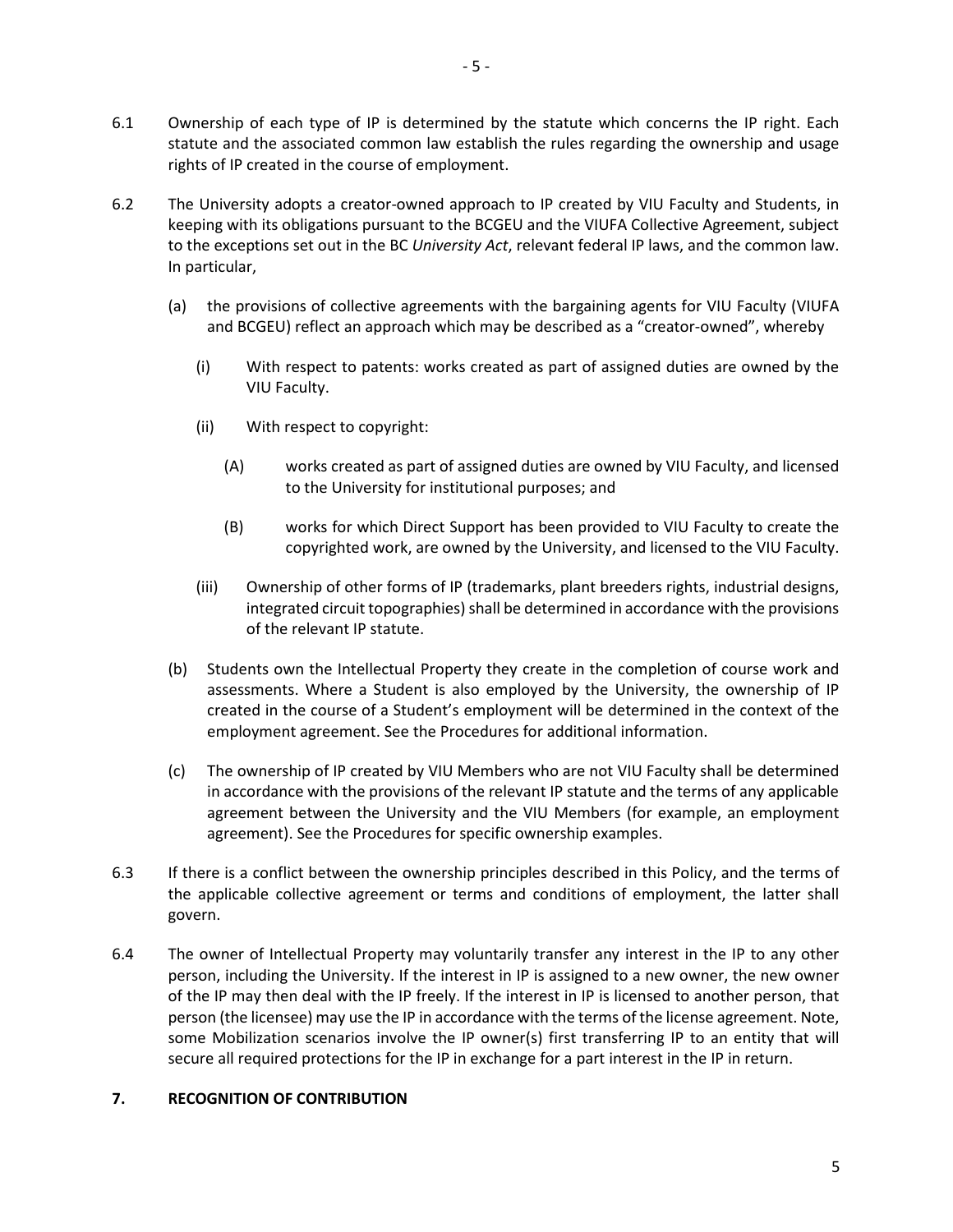6.1 Ownership of each type of IP is determined by the statute which concerns the IP right. Each statute and the associated common law establish the rules regarding the ownership and usage rights of IP created in the course of employment.

6.2 The University adopts a creator-owned approach to IP created by VIU Faculty and Students, in keeping with its obligations pursuant to the BCGEU and the VIUFA Collective Agreement, subject to the exceptions set out in the BC *University Act*, relevant federal IP laws, and the common law. In particular,

   (a) the provisions of collective agreements with the bargaining agents for VIU Faculty (VIUFA and BCGEU) reflect an approach which may be described as a "creator-owned", whereby

      (i) With respect to patents: works created as part of assigned duties are owned by the VIU Faculty.

      (ii) With respect to copyright:

         (A) works created as part of assigned duties are owned by VIU Faculty, and licensed to the University for institutional purposes; and

         (B) works for which Direct Support has been provided to VIU Faculty to create the copyrighted work, are owned by the University, and licensed to the VIU Faculty.

      (iii) Ownership of other forms of IP (trademarks, plant breeders rights, industrial designs, integrated circuit topographies) shall be determined in accordance with the provisions of the relevant IP statute.

   (b) Students own the Intellectual Property they create in the completion of course work and assessments. Where a Student is also employed by the University, the ownership of IP created in the course of a Student's employment will be determined in the context of the employment agreement. See the Procedures for additional information.

   (c) The ownership of IP created by VIU Members who are not VIU Faculty shall be determined in accordance with the provisions of the relevant IP statute and the terms of any applicable agreement between the University and the VIU Members (for example, an employment agreement). See the Procedures for specific ownership examples.

6.3 If there is a conflict between the ownership principles described in this Policy, and the terms of the applicable collective agreement or terms and conditions of employment, the latter shall govern.

6.4 The owner of Intellectual Property may voluntarily transfer any interest in the IP to any other person, including the University. If the interest in IP is assigned to a new owner, the new owner of the IP may then deal with the IP freely. If the interest in IP is licensed to another person, that person (the licensee) may use the IP in accordance with the terms of the license agreement. Note, some Mobilization scenarios involve the IP owner(s) first transferring IP to an entity that will secure all required protections for the IP in exchange for a part interest in the IP in return.

## 7. RECOGNITION OF CONTRIBUTION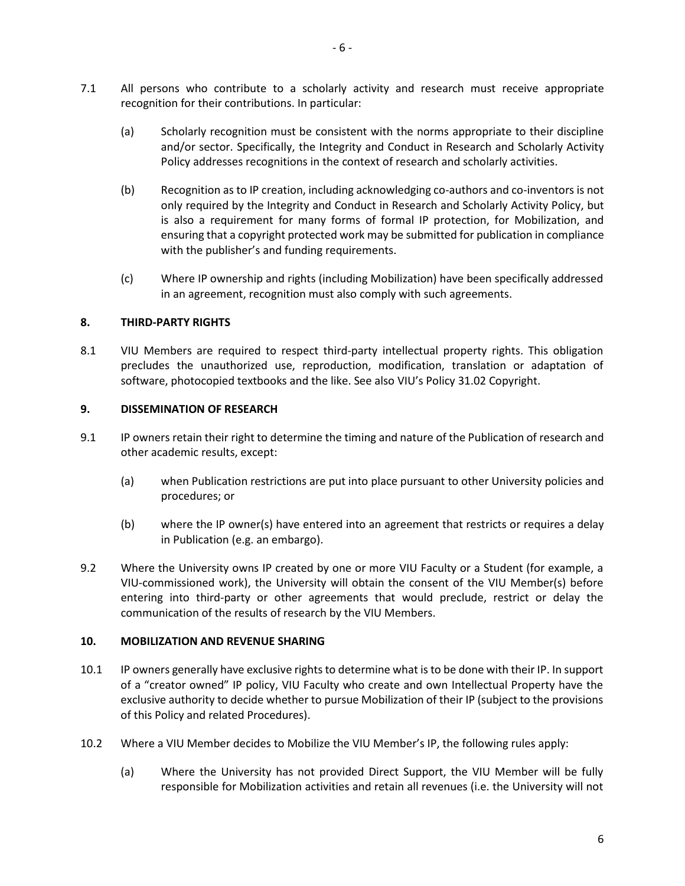7.1 All persons who contribute to a scholarly activity and research must receive appropriate recognition for their contributions. In particular:

(a) Scholarly recognition must be consistent with the norms appropriate to their discipline and/or sector. Specifically, the Integrity and Conduct in Research and Scholarly Activity Policy addresses recognitions in the context of research and scholarly activities.

(b) Recognition as to IP creation, including acknowledging co-authors and co-inventors is not only required by the Integrity and Conduct in Research and Scholarly Activity Policy, but is also a requirement for many forms of formal IP protection, for Mobilization, and ensuring that a copyright protected work may be submitted for publication in compliance with the publisher's and funding requirements.

(c) Where IP ownership and rights (including Mobilization) have been specifically addressed in an agreement, recognition must also comply with such agreements.

## 8. THIRD-PARTY RIGHTS

8.1 VIU Members are required to respect third-party intellectual property rights. This obligation precludes the unauthorized use, reproduction, modification, translation or adaptation of software, photocopied textbooks and the like. See also VIU's Policy 31.02 Copyright.

## 9. DISSEMINATION OF RESEARCH

9.1 IP owners retain their right to determine the timing and nature of the Publication of research and other academic results, except:

(a) when Publication restrictions are put into place pursuant to other University policies and procedures; or

(b) where the IP owner(s) have entered into an agreement that restricts or requires a delay in Publication (e.g. an embargo).

9.2 Where the University owns IP created by one or more VIU Faculty or a Student (for example, a VIU-commissioned work), the University will obtain the consent of the VIU Member(s) before entering into third-party or other agreements that would preclude, restrict or delay the communication of the results of research by the VIU Members.

## 10. MOBILIZATION AND REVENUE SHARING

10.1 IP owners generally have exclusive rights to determine what is to be done with their IP. In support of a "creator owned" IP policy, VIU Faculty who create and own Intellectual Property have the exclusive authority to decide whether to pursue Mobilization of their IP (subject to the provisions of this Policy and related Procedures).

10.2 Where a VIU Member decides to Mobilize the VIU Member's IP, the following rules apply:

(a) Where the University has not provided Direct Support, the VIU Member will be fully responsible for Mobilization activities and retain all revenues (i.e. the University will not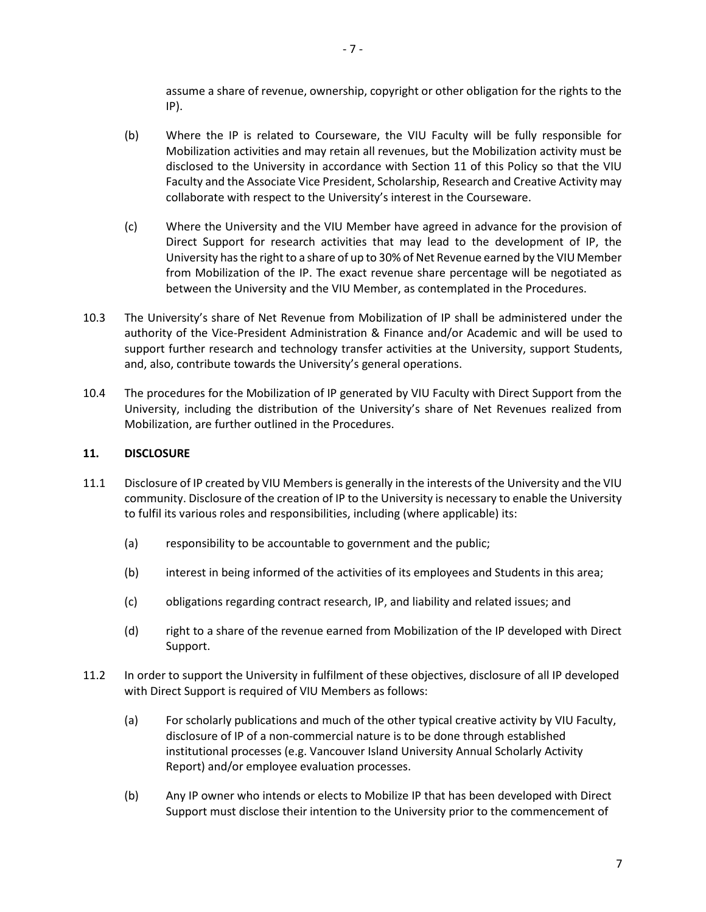assume a share of revenue, ownership, copyright or other obligation for the rights to the IP).

(b) Where the IP is related to Courseware, the VIU Faculty will be fully responsible for Mobilization activities and may retain all revenues, but the Mobilization activity must be disclosed to the University in accordance with Section 11 of this Policy so that the VIU Faculty and the Associate Vice President, Scholarship, Research and Creative Activity may collaborate with respect to the University's interest in the Courseware.

(c) Where the University and the VIU Member have agreed in advance for the provision of Direct Support for research activities that may lead to the development of IP, the University has the right to a share of up to 30% of Net Revenue earned by the VIU Member from Mobilization of the IP. The exact revenue share percentage will be negotiated as between the University and the VIU Member, as contemplated in the Procedures.

10.3 The University's share of Net Revenue from Mobilization of IP shall be administered under the authority of the Vice-President Administration & Finance and/or Academic and will be used to support further research and technology transfer activities at the University, support Students, and, also, contribute towards the University's general operations.

10.4 The procedures for the Mobilization of IP generated by VIU Faculty with Direct Support from the University, including the distribution of the University's share of Net Revenues realized from Mobilization, are further outlined in the Procedures.

## 11. DISCLOSURE

11.1 Disclosure of IP created by VIU Members is generally in the interests of the University and the VIU community. Disclosure of the creation of IP to the University is necessary to enable the University to fulfil its various roles and responsibilities, including (where applicable) its:

(a) responsibility to be accountable to government and the public;

(b) interest in being informed of the activities of its employees and Students in this area;

(c) obligations regarding contract research, IP, and liability and related issues; and

(d) right to a share of the revenue earned from Mobilization of the IP developed with Direct Support.

11.2 In order to support the University in fulfilment of these objectives, disclosure of all IP developed with Direct Support is required of VIU Members as follows:

(a) For scholarly publications and much of the other typical creative activity by VIU Faculty, disclosure of IP of a non-commercial nature is to be done through established institutional processes (e.g. Vancouver Island University Annual Scholarly Activity Report) and/or employee evaluation processes.

(b) Any IP owner who intends or elects to Mobilize IP that has been developed with Direct Support must disclose their intention to the University prior to the commencement of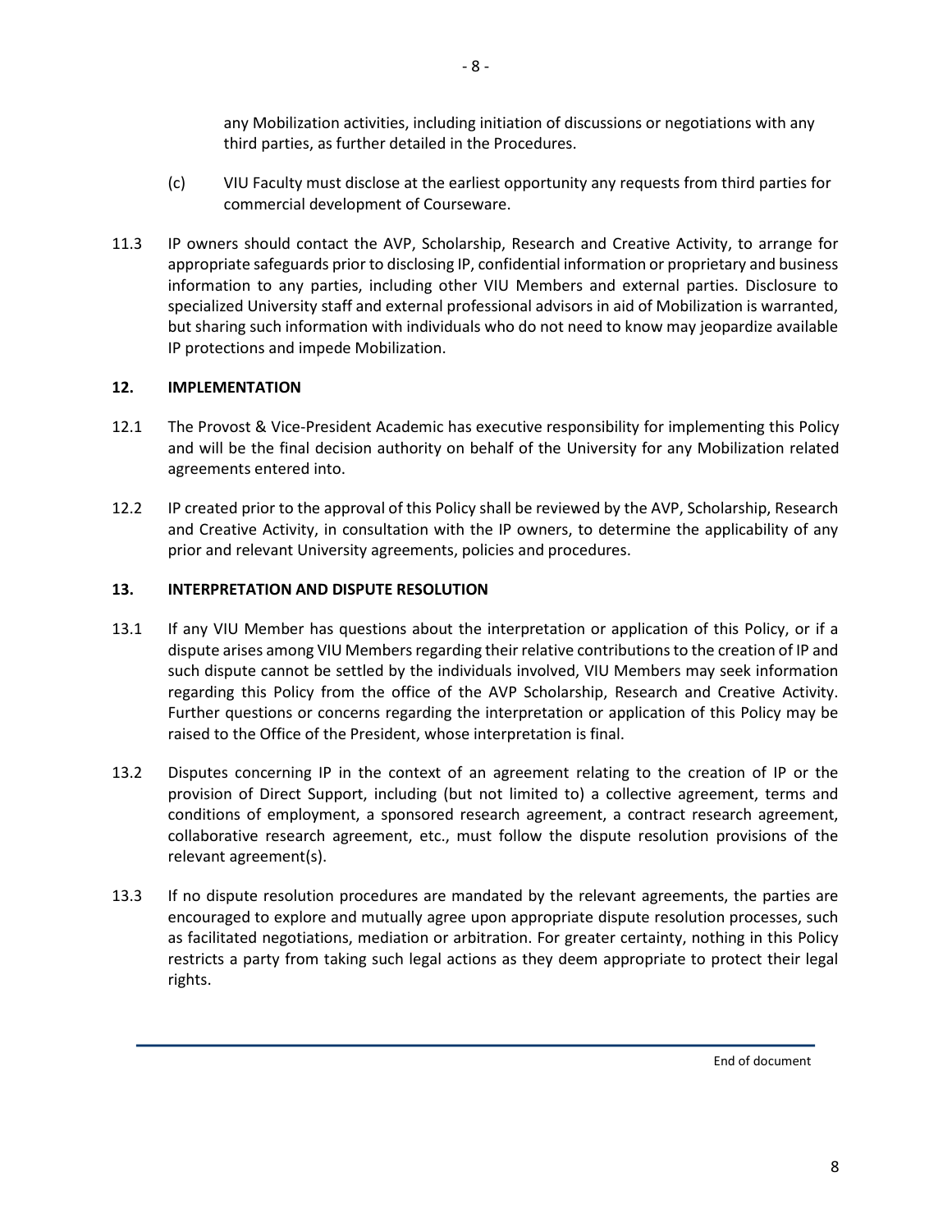any Mobilization activities, including initiation of discussions or negotiations with any third parties, as further detailed in the Procedures.

(c) VIU Faculty must disclose at the earliest opportunity any requests from third parties for commercial development of Courseware.

11.3 IP owners should contact the AVP, Scholarship, Research and Creative Activity, to arrange for appropriate safeguards prior to disclosing IP, confidential information or proprietary and business information to any parties, including other VIU Members and external parties. Disclosure to specialized University staff and external professional advisors in aid of Mobilization is warranted, but sharing such information with individuals who do not need to know may jeopardize available IP protections and impede Mobilization.

## 12. IMPLEMENTATION

12.1 The Provost & Vice-President Academic has executive responsibility for implementing this Policy and will be the final decision authority on behalf of the University for any Mobilization related agreements entered into.

12.2 IP created prior to the approval of this Policy shall be reviewed by the AVP, Scholarship, Research and Creative Activity, in consultation with the IP owners, to determine the applicability of any prior and relevant University agreements, policies and procedures.

## 13. INTERPRETATION AND DISPUTE RESOLUTION

13.1 If any VIU Member has questions about the interpretation or application of this Policy, or if a dispute arises among VIU Members regarding their relative contributions to the creation of IP and such dispute cannot be settled by the individuals involved, VIU Members may seek information regarding this Policy from the office of the AVP Scholarship, Research and Creative Activity. Further questions or concerns regarding the interpretation or application of this Policy may be raised to the Office of the President, whose interpretation is final.

13.2 Disputes concerning IP in the context of an agreement relating to the creation of IP or the provision of Direct Support, including (but not limited to) a collective agreement, terms and conditions of employment, a sponsored research agreement, a contract research agreement, collaborative research agreement, etc., must follow the dispute resolution provisions of the relevant agreement(s).

13.3 If no dispute resolution procedures are mandated by the relevant agreements, the parties are encouraged to explore and mutually agree upon appropriate dispute resolution processes, such as facilitated negotiations, mediation or arbitration. For greater certainty, nothing in this Policy restricts a party from taking such legal actions as they deem appropriate to protect their legal rights.

---

End of document